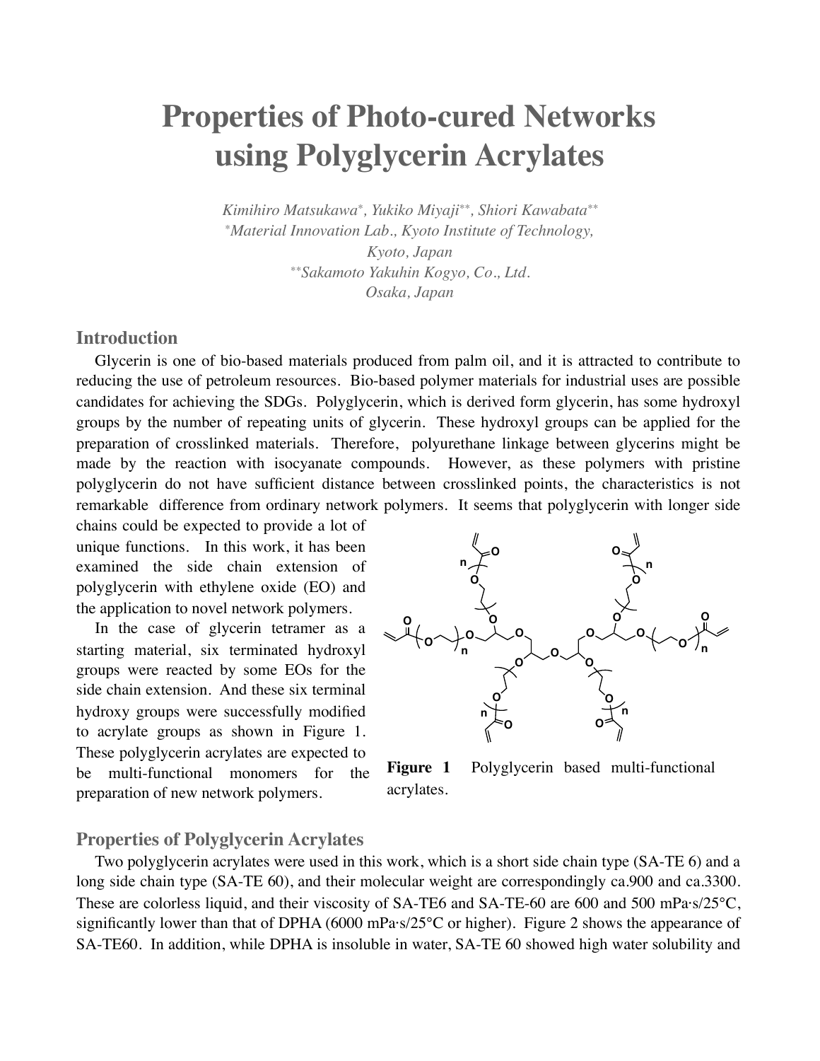# Properties of Photo-cured Networks using Polyglycerin Acrylates

*Kimihiro Matsukawa*, Yukiko Miyaji**, Shiori Kawabata***

*[*]Material Innovation Lab., Kyoto Institute of Technology, Kyoto, Japan*

*[**]Sakamoto Yakuhin Kogyo, Co., Ltd. Osaka, Japan*

## Introduction

Glycerin is one of bio-based materials produced from palm oil, and it is attracted to contribute to reducing the use of petroleum resources. Bio-based polymer materials for industrial uses are possible candidates for achieving the SDGs. Polyglycerin, which is derived form glycerin, has some hydroxyl groups by the number of repeating units of glycerin. These hydroxyl groups can be applied for the preparation of crosslinked materials. Therefore, polyurethane linkage between glycerins might be made by the reaction with isocyanate compounds. However, as these polymers with pristine polyglycerin do not have sufficient distance between crosslinked points, the characteristics is not remarkable difference from ordinary network polymers. It seems that polyglycerin with longer side chains could be expected to provide a lot of unique functions. In this work, it has been examined the side chain extension of polyglycerin with ethylene oxide (EO) and the application to novel network polymers.

In the case of glycerin tetramer as a starting material, six terminated hydroxyl groups were reacted by some EOs for the side chain extension. And these six terminal hydroxy groups were successfully modified to acrylate groups as shown in Figure 1. These polyglycerin acrylates are expected to be multi-functional monomers for the preparation of new network polymers.

**Figure 1** Polyglycerin based multi-functional acrylates.

## Properties of Polyglycerin Acrylates

Two polyglycerin acrylates were used in this work, which is a short side chain type (SA-TE 6) and a long side chain type (SA-TE 60), and their molecular weight are correspondingly ca.900 and ca.3300. These are colorless liquid, and their viscosity of SA-TE6 and SA-TE-60 are 600 and 500 mPa·s/25°C, significantly lower than that of DPHA (6000 mPa·s/25°C or higher). Figure 2 shows the appearance of SA-TE60. In addition, while DPHA is insoluble in water, SA-TE 60 showed high water solubility and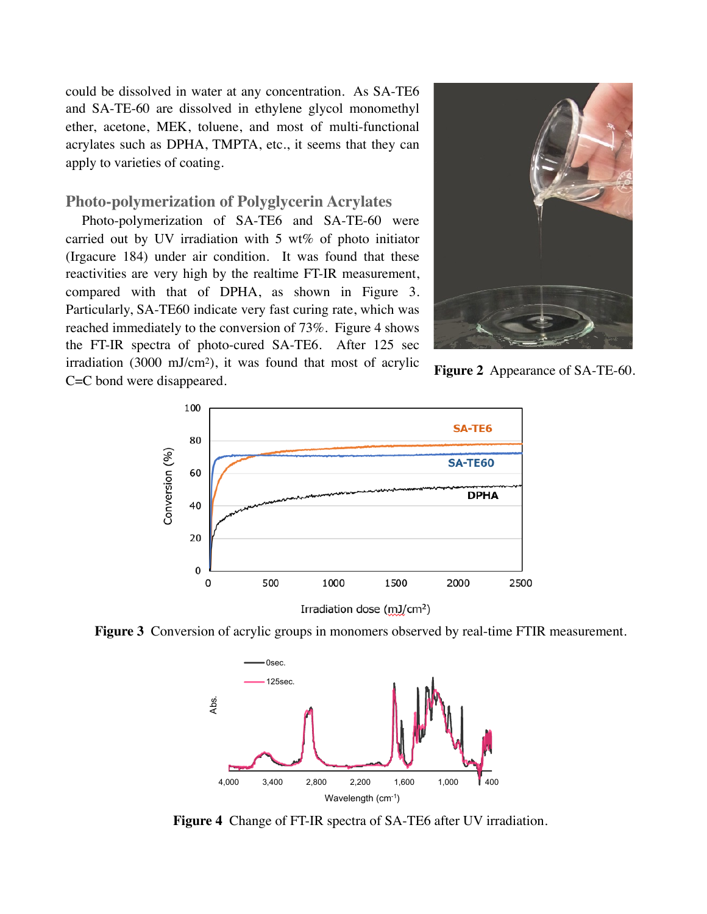could be dissolved in water at any concentration. As SA-TE6 and SA-TE-60 are dissolved in ethylene glycol monomethyl ether, acetone, MEK, toluene, and most of multi-functional acrylates such as DPHA, TMPTA, etc., it seems that they can apply to varieties of coating.

**Figure 2** Appearance of SA-TE-60.

## Photo-polymerization of Polyglycerin Acrylates

Photo-polymerization of SA-TE6 and SA-TE-60 were carried out by UV irradiation with 5 wt% of photo initiator (Irgacure 184) under air condition. It was found that these reactivities are very high by the realtime FT-IR measurement, compared with that of DPHA, as shown in Figure 3. Particularly, SA-TE60 indicate very fast curing rate, which was reached immediately to the conversion of 73%. Figure 4 shows the FT-IR spectra of photo-cured SA-TE6. After 125 sec irradiation (3000 mJ/cm²), it was found that most of acrylic C=C bond were disappeared.

**Figure 3** Conversion of acrylic groups in monomers observed by real-time FTIR measurement.

**Figure 4** Change of FT-IR spectra of SA-TE6 after UV irradiation.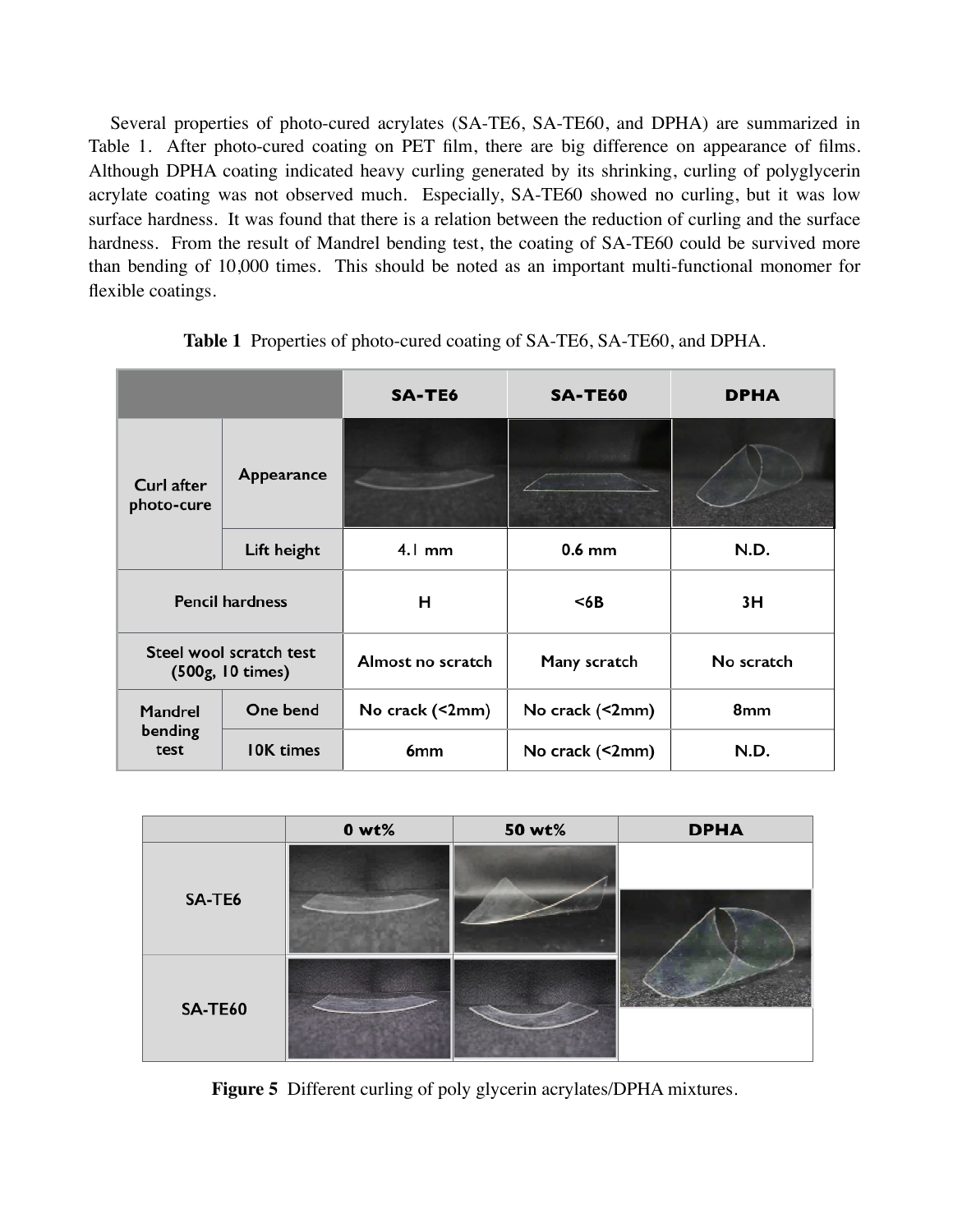Several properties of photo-cured acrylates (SA-TE6, SA-TE60, and DPHA) are summarized in Table 1. After photo-cured coating on PET film, there are big difference on appearance of films. Although DPHA coating indicated heavy curling generated by its shrinking, curling of polyglycerin acrylate coating was not observed much. Especially, SA-TE60 showed no curling, but it was low surface hardness. It was found that there is a relation between the reduction of curling and the surface hardness. From the result of Mandrel bending test, the coating of SA-TE60 could be survived more than bending of 10,000 times. This should be noted as an important multi-functional monomer for flexible coatings.

**Table 1** Properties of photo-cured coating of SA-TE6, SA-TE60, and DPHA.

| | | SA-TE6 | SA-TE60 | DPHA |
|---|---|---|---|---|
| Curl after photo-cure | Appearance | | | |
| | Lift height | 4.1 mm | 0.6 mm | N.D. |
| Pencil hardness | | H | <6B | 3H |
| Steel wool scratch test (500g, 10 times) | | Almost no scratch | Many scratch | No scratch |
| Mandrel bending test | One bend | No crack (<2mm) | No crack (<2mm) | 8mm |
| | 10K times | 6mm | No crack (<2mm) | N.D. |

| | 0 wt% | 50 wt% | DPHA |
|---|---|---|---|
| SA-TE6 | | | |
| SA-TE60 | | | |

**Figure 5** Different curling of poly glycerin acrylates/DPHA mixtures.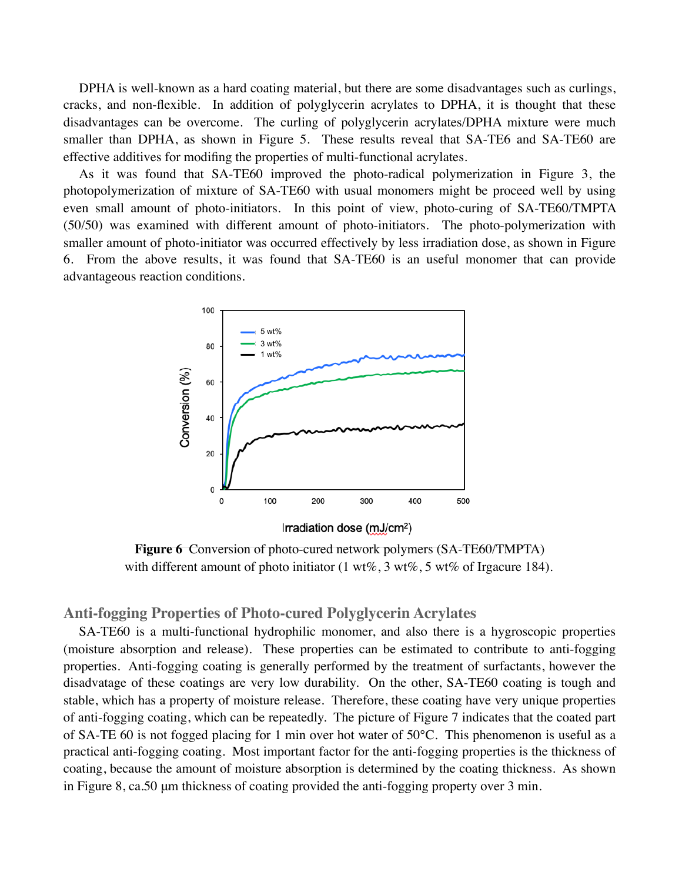DPHA is well-known as a hard coating material, but there are some disadvantages such as curlings, cracks, and non-flexible. In addition of polyglycerin acrylates to DPHA, it is thought that these disadvantages can be overcome. The curling of polyglycerin acrylates/DPHA mixture were much smaller than DPHA, as shown in Figure 5. These results reveal that SA-TE6 and SA-TE60 are effective additives for modifing the properties of multi-functional acrylates.

As it was found that SA-TE60 improved the photo-radical polymerization in Figure 3, the photopolymerization of mixture of SA-TE60 with usual monomers might be proceed well by using even small amount of photo-initiators. In this point of view, photo-curing of SA-TE60/TMPTA (50/50) was examined with different amount of photo-initiators. The photo-polymerization with smaller amount of photo-initiator was occurred effectively by less irradiation dose, as shown in Figure 6. From the above results, it was found that SA-TE60 is an useful monomer that can provide advantageous reaction conditions.

**Figure 6** Conversion of photo-cured network polymers (SA-TE60/TMPTA) with different amount of photo initiator (1 wt%, 3 wt%, 5 wt% of Irgacure 184).

## Anti-fogging Properties of Photo-cured Polyglycerin Acrylates

SA-TE60 is a multi-functional hydrophilic monomer, and also there is a hygroscopic properties (moisture absorption and release). These properties can be estimated to contribute to anti-fogging properties. Anti-fogging coating is generally performed by the treatment of surfactants, however the disadvatage of these coatings are very low durability. On the other, SA-TE60 coating is tough and stable, which has a property of moisture release. Therefore, these coating have very unique properties of anti-fogging coating, which can be repeatedly. The picture of Figure 7 indicates that the coated part of SA-TE 60 is not fogged placing for 1 min over hot water of 50°C. This phenomenon is useful as a practical anti-fogging coating. Most important factor for the anti-fogging properties is the thickness of coating, because the amount of moisture absorption is determined by the coating thickness. As shown in Figure 8, ca.50 μm thickness of coating provided the anti-fogging property over 3 min.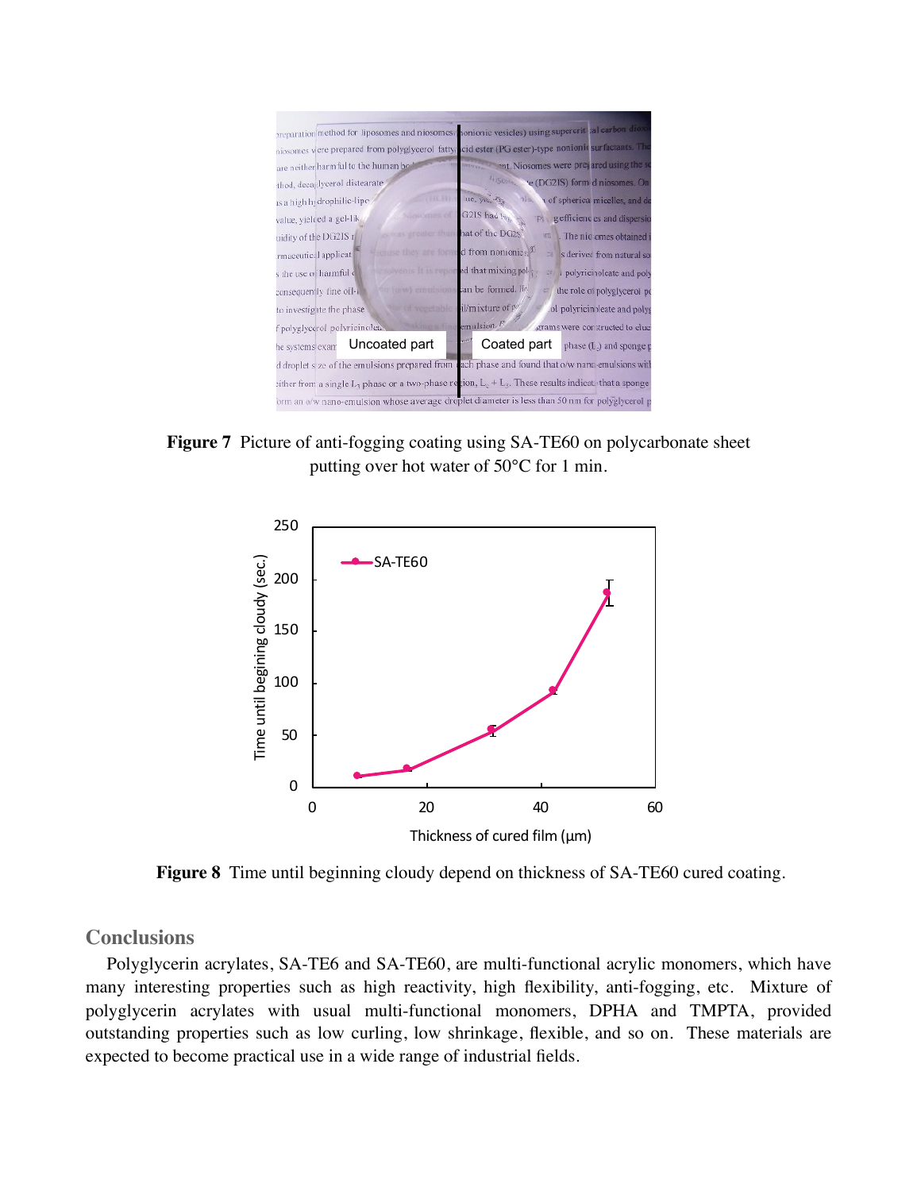Uncoated part

Coated part

**Figure 7** Picture of anti-fogging coating using SA-TE60 on polycarbonate sheet putting over hot water of 50°C for 1 min.

SA-TE60

Time until begining cloudy (sec.)

250

200

150

100

50

0

0

20

40

60

Thickness of cured film (μm)

**Figure 8** Time until beginning cloudy depend on thickness of SA-TE60 cured coating.

## Conclusions

Polyglycerin acrylates, SA-TE6 and SA-TE60, are multi-functional acrylic monomers, which have many interesting properties such as high reactivity, high flexibility, anti-fogging, etc. Mixture of polyglycerin acrylates with usual multi-functional monomers, DPHA and TMPTA, provided outstanding properties such as low curling, low shrinkage, flexible, and so on. These materials are expected to become practical use in a wide range of industrial fields.